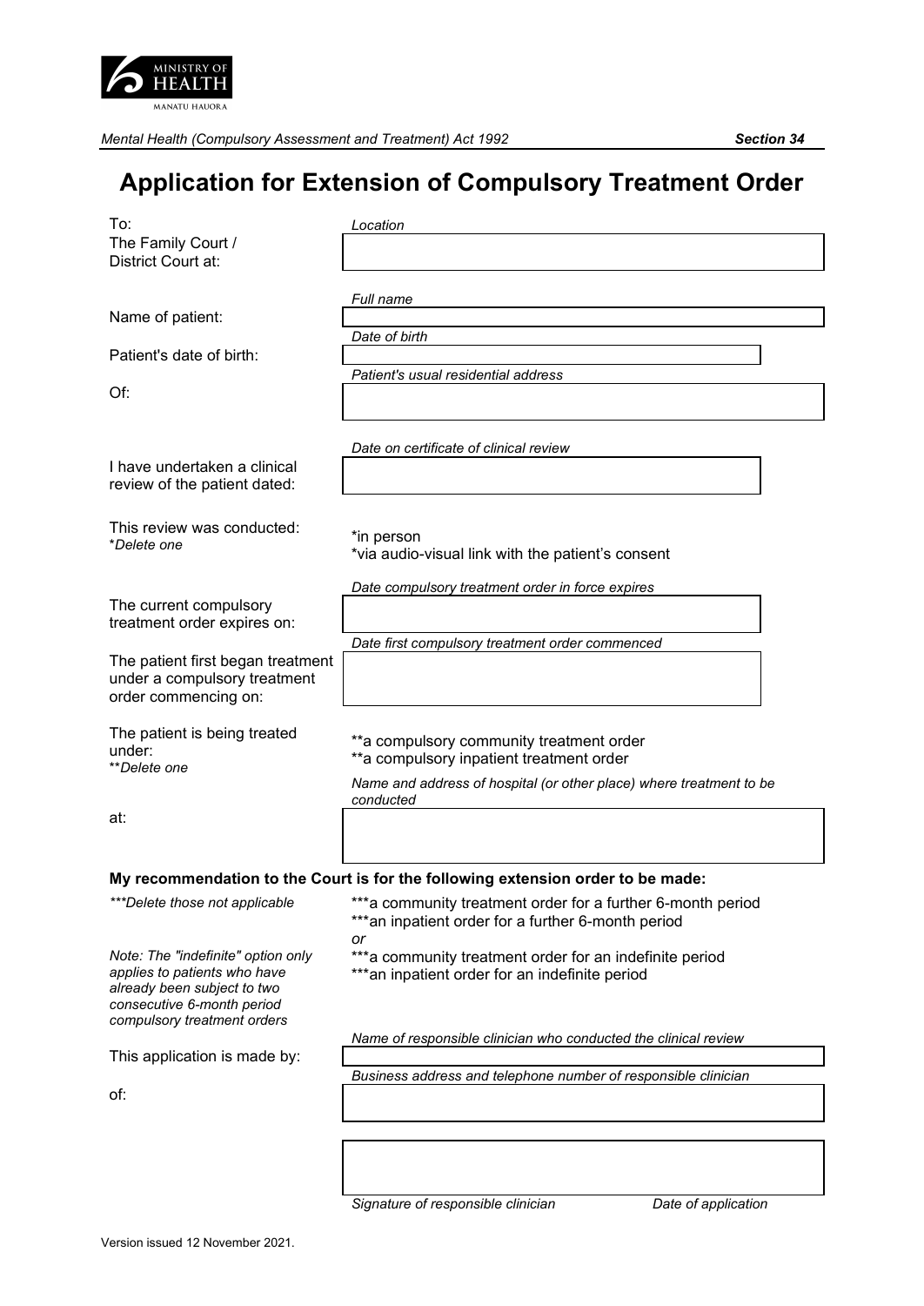MINISTRY OF HEALTH
MANATU HAUORA

*Mental Health (Compulsory Assessment and Treatment) Act 1992* **Section 34**

# Application for Extension of Compulsory Treatment Order

| | |
|---|---|
| To: The Family Court / District Court at: | *Location* |
| Name of patient: | *Full name* |
| Patient's date of birth: | *Date of birth* |
| Of: | *Patient's usual residential address* |
| I have undertaken a clinical review of the patient dated: | *Date on certificate of clinical review* |
| This review was conducted: *\*Delete one* | *in person<br>*via audio-visual link with the patient's consent |
| The current compulsory treatment order expires on: | *Date compulsory treatment order in force expires* |
| The patient first began treatment under a compulsory treatment order commencing on: | *Date first compulsory treatment order commenced* |
| The patient is being treated under: *\*\*Delete one* | **a compulsory community treatment order<br>**a compulsory inpatient treatment order |
| at: | *Name and address of hospital (or other place) where treatment to be conducted* |

**My recommendation to the Court is for the following extension order to be made:**

| | |
|---|---|
| *\*\*\*Delete those not applicable* | ***a community treatment order for a further 6-month period<br>***an inpatient order for a further 6-month period<br>*or* |
| *Note: The "indefinite" option only applies to patients who have already been subject to two consecutive 6-month period compulsory treatment orders* | ***a community treatment order for an indefinite period<br>***an inpatient order for an indefinite period |
| This application is made by: | *Name of responsible clinician who conducted the clinical review* |
| of: | *Business address and telephone number of responsible clinician* |

*Signature of responsible clinician* *Date of application*

Version issued 12 November 2021.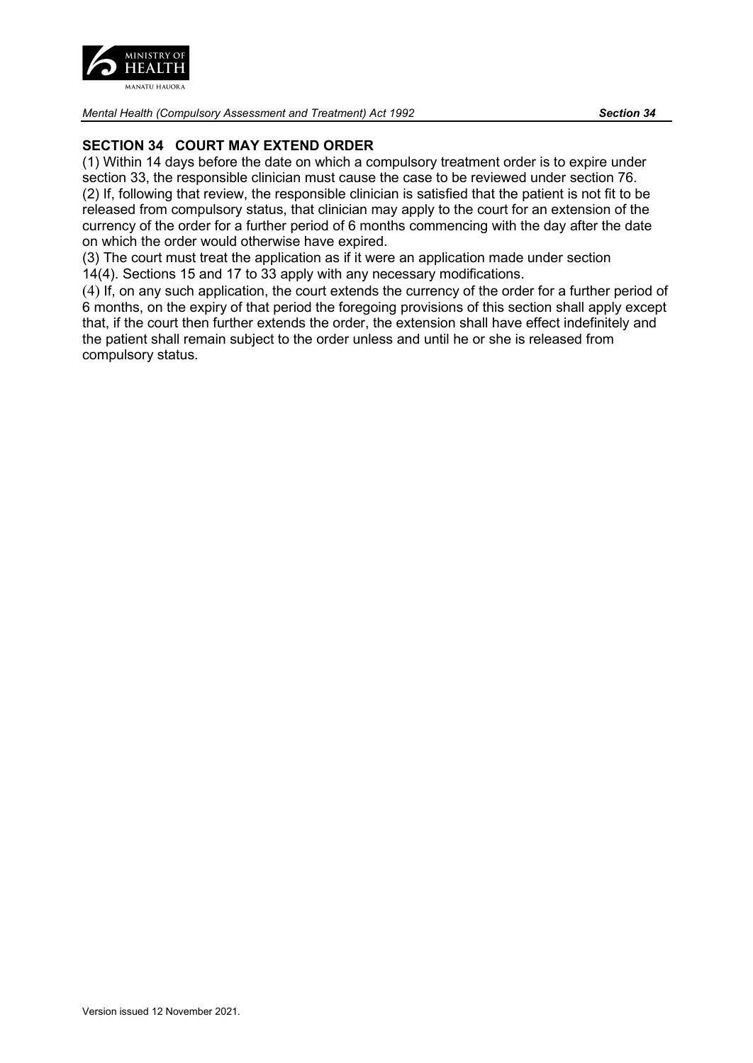## SECTION 34 COURT MAY EXTEND ORDER

(1) Within 14 days before the date on which a compulsory treatment order is to expire under section 33, the responsible clinician must cause the case to be reviewed under section 76.

(2) If, following that review, the responsible clinician is satisfied that the patient is not fit to be released from compulsory status, that clinician may apply to the court for an extension of the currency of the order for a further period of 6 months commencing with the day after the date on which the order would otherwise have expired.

(3) The court must treat the application as if it were an application made under section 14(4). Sections 15 and 17 to 33 apply with any necessary modifications.

(4) If, on any such application, the court extends the currency of the order for a further period of 6 months, on the expiry of that period the foregoing provisions of this section shall apply except that, if the court then further extends the order, the extension shall have effect indefinitely and the patient shall remain subject to the order unless and until he or she is released from compulsory status.

Version issued 12 November 2021.